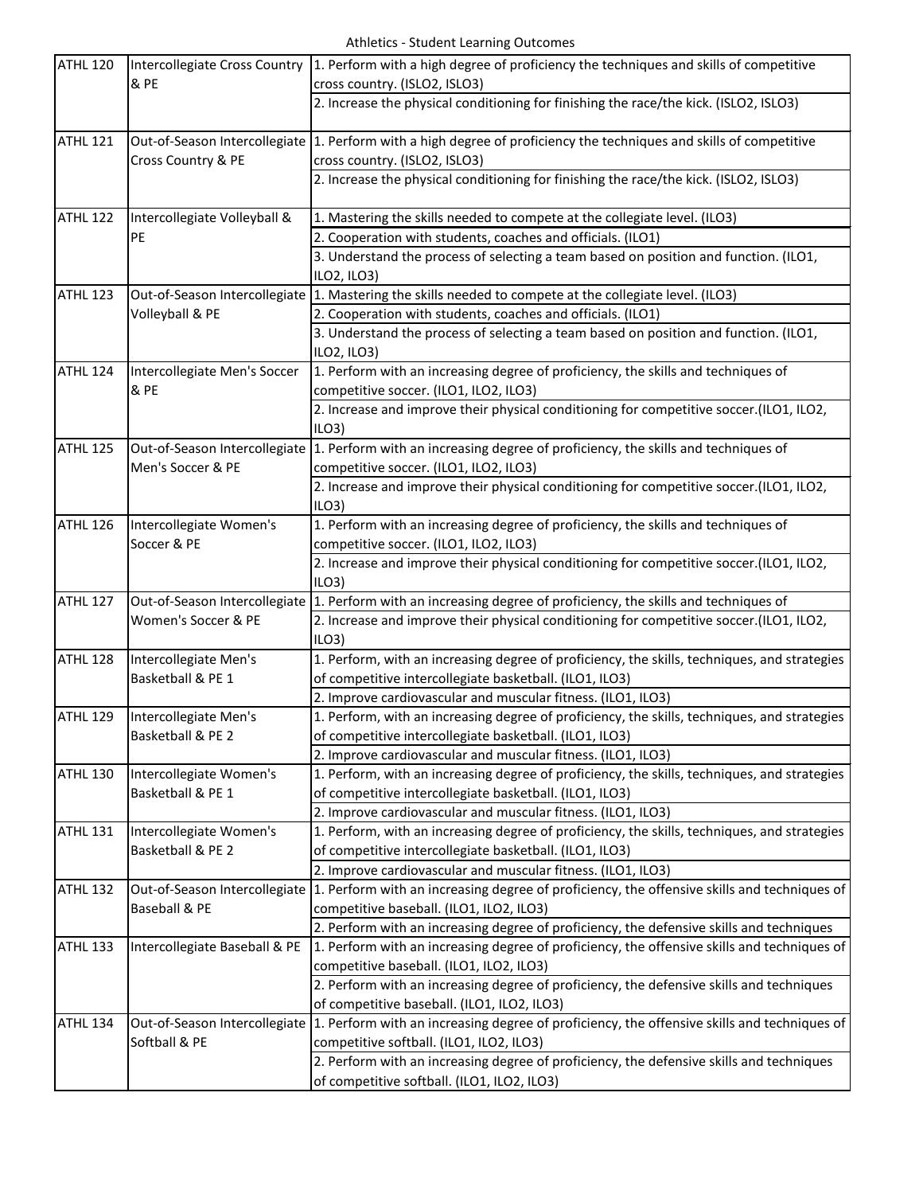Athletics - Student Learning Outcomes

| Course | Title | Student Learning Outcomes |
|---|---|---|
| ATHL 120 | Intercollegiate Cross Country & PE | 1. Perform with a high degree of proficiency the techniques and skills of competitive cross country. (ISLO2, ISLO3) |
| | | 2. Increase the physical conditioning for finishing the race/the kick. (ISLO2, ISLO3) |
| ATHL 121 | Out-of-Season Intercollegiate Cross Country & PE | 1. Perform with a high degree of proficiency the techniques and skills of competitive cross country. (ISLO2, ISLO3) |
| | | 2. Increase the physical conditioning for finishing the race/the kick. (ISLO2, ISLO3) |
| ATHL 122 | Intercollegiate Volleyball & PE | 1. Mastering the skills needed to compete at the collegiate level. (ILO3) |
| | | 2. Cooperation with students, coaches and officials. (ILO1) |
| | | 3. Understand the process of selecting a team based on position and function. (ILO1, ILO2, ILO3) |
| ATHL 123 | Out-of-Season Intercollegiate Volleyball & PE | 1. Mastering the skills needed to compete at the collegiate level. (ILO3) |
| | | 2. Cooperation with students, coaches and officials. (ILO1) |
| | | 3. Understand the process of selecting a team based on position and function. (ILO1, ILO2, ILO3) |
| ATHL 124 | Intercollegiate Men's Soccer & PE | 1. Perform with an increasing degree of proficiency, the skills and techniques of competitive soccer. (ILO1, ILO2, ILO3) |
| | | 2. Increase and improve their physical conditioning for competitive soccer.(ILO1, ILO2, ILO3) |
| ATHL 125 | Out-of-Season Intercollegiate Men's Soccer & PE | 1. Perform with an increasing degree of proficiency, the skills and techniques of competitive soccer. (ILO1, ILO2, ILO3) |
| | | 2. Increase and improve their physical conditioning for competitive soccer.(ILO1, ILO2, ILO3) |
| ATHL 126 | Intercollegiate Women's Soccer & PE | 1. Perform with an increasing degree of proficiency, the skills and techniques of competitive soccer. (ILO1, ILO2, ILO3) |
| | | 2. Increase and improve their physical conditioning for competitive soccer.(ILO1, ILO2, ILO3) |
| ATHL 127 | Out-of-Season Intercollegiate Women's Soccer & PE | 1. Perform with an increasing degree of proficiency, the skills and techniques of |
| | | 2. Increase and improve their physical conditioning for competitive soccer.(ILO1, ILO2, ILO3) |
| ATHL 128 | Intercollegiate Men's Basketball & PE 1 | 1. Perform, with an increasing degree of proficiency, the skills, techniques, and strategies of competitive intercollegiate basketball. (ILO1, ILO3) |
| | | 2. Improve cardiovascular and muscular fitness. (ILO1, ILO3) |
| ATHL 129 | Intercollegiate Men's Basketball & PE 2 | 1. Perform, with an increasing degree of proficiency, the skills, techniques, and strategies of competitive intercollegiate basketball. (ILO1, ILO3) |
| | | 2. Improve cardiovascular and muscular fitness. (ILO1, ILO3) |
| ATHL 130 | Intercollegiate Women's Basketball & PE 1 | 1. Perform, with an increasing degree of proficiency, the skills, techniques, and strategies of competitive intercollegiate basketball. (ILO1, ILO3) |
| | | 2. Improve cardiovascular and muscular fitness. (ILO1, ILO3) |
| ATHL 131 | Intercollegiate Women's Basketball & PE 2 | 1. Perform, with an increasing degree of proficiency, the skills, techniques, and strategies of competitive intercollegiate basketball. (ILO1, ILO3) |
| | | 2. Improve cardiovascular and muscular fitness. (ILO1, ILO3) |
| ATHL 132 | Out-of-Season Intercollegiate Baseball & PE | 1. Perform with an increasing degree of proficiency, the offensive skills and techniques of competitive baseball. (ILO1, ILO2, ILO3) |
| | | 2. Perform with an increasing degree of proficiency, the defensive skills and techniques |
| ATHL 133 | Intercollegiate Baseball & PE | 1. Perform with an increasing degree of proficiency, the offensive skills and techniques of competitive baseball. (ILO1, ILO2, ILO3) |
| | | 2. Perform with an increasing degree of proficiency, the defensive skills and techniques of competitive baseball. (ILO1, ILO2, ILO3) |
| ATHL 134 | Out-of-Season Intercollegiate Softball & PE | 1. Perform with an increasing degree of proficiency, the offensive skills and techniques of competitive softball. (ILO1, ILO2, ILO3) |
| | | 2. Perform with an increasing degree of proficiency, the defensive skills and techniques of competitive softball. (ILO1, ILO2, ILO3) |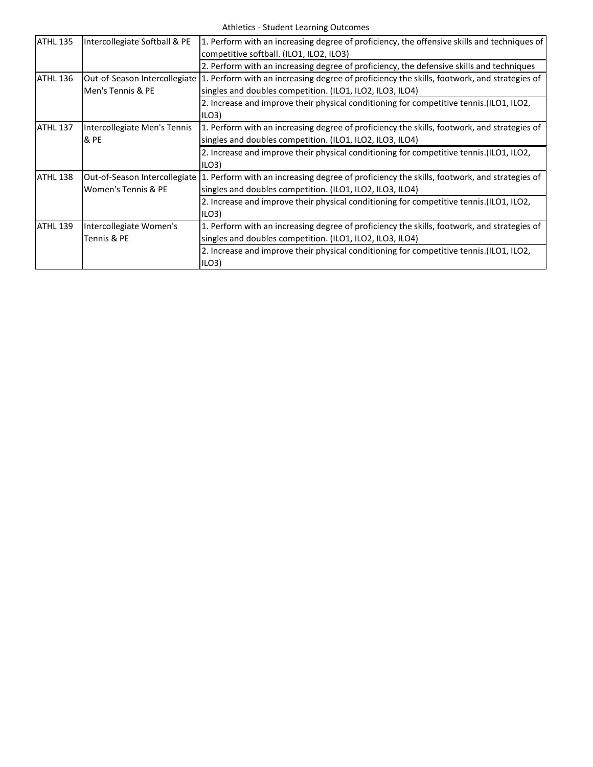| | | |
|---|---|---|
| ATHL 135 | Intercollegiate Softball & PE | 1. Perform with an increasing degree of proficiency, the offensive skills and techniques of competitive softball. (ILO1, ILO2, ILO3) |
| | | 2. Perform with an increasing degree of proficiency, the defensive skills and techniques |
| ATHL 136 | Out-of-Season Intercollegiate Men's Tennis & PE | 1. Perform with an increasing degree of proficiency the skills, footwork, and strategies of singles and doubles competition. (ILO1, ILO2, ILO3, ILO4) |
| | | 2. Increase and improve their physical conditioning for competitive tennis.(ILO1, ILO2, ILO3) |
| ATHL 137 | Intercollegiate Men's Tennis & PE | 1. Perform with an increasing degree of proficiency the skills, footwork, and strategies of singles and doubles competition. (ILO1, ILO2, ILO3, ILO4) |
| | | 2. Increase and improve their physical conditioning for competitive tennis.(ILO1, ILO2, ILO3) |
| ATHL 138 | Out-of-Season Intercollegiate Women's Tennis & PE | 1. Perform with an increasing degree of proficiency the skills, footwork, and strategies of singles and doubles competition. (ILO1, ILO2, ILO3, ILO4) |
| | | 2. Increase and improve their physical conditioning for competitive tennis.(ILO1, ILO2, ILO3) |
| ATHL 139 | Intercollegiate Women's Tennis & PE | 1. Perform with an increasing degree of proficiency the skills, footwork, and strategies of singles and doubles competition. (ILO1, ILO2, ILO3, ILO4) |
| | | 2. Increase and improve their physical conditioning for competitive tennis.(ILO1, ILO2, ILO3) |